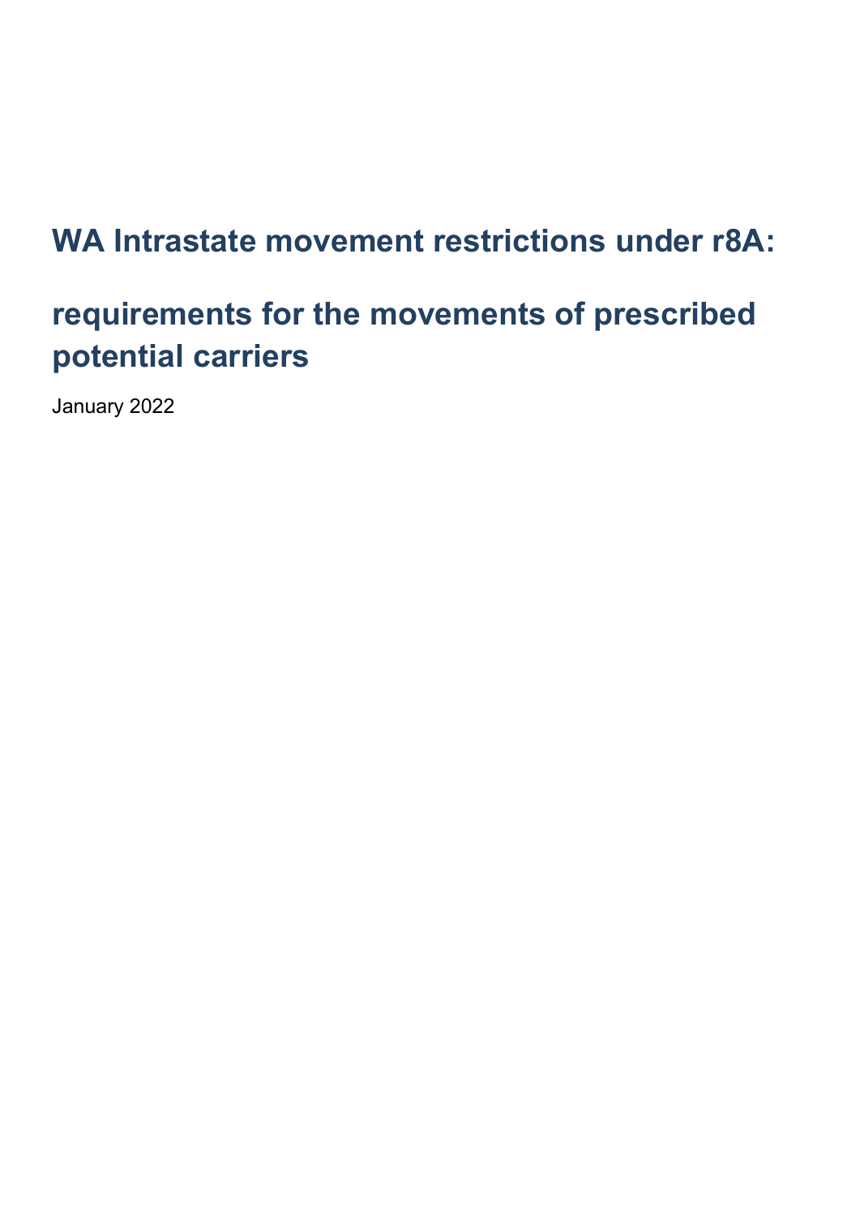# WA Intrastate movement restrictions under r8A:

# requirements for the movements of prescribed potential carriers

January 2022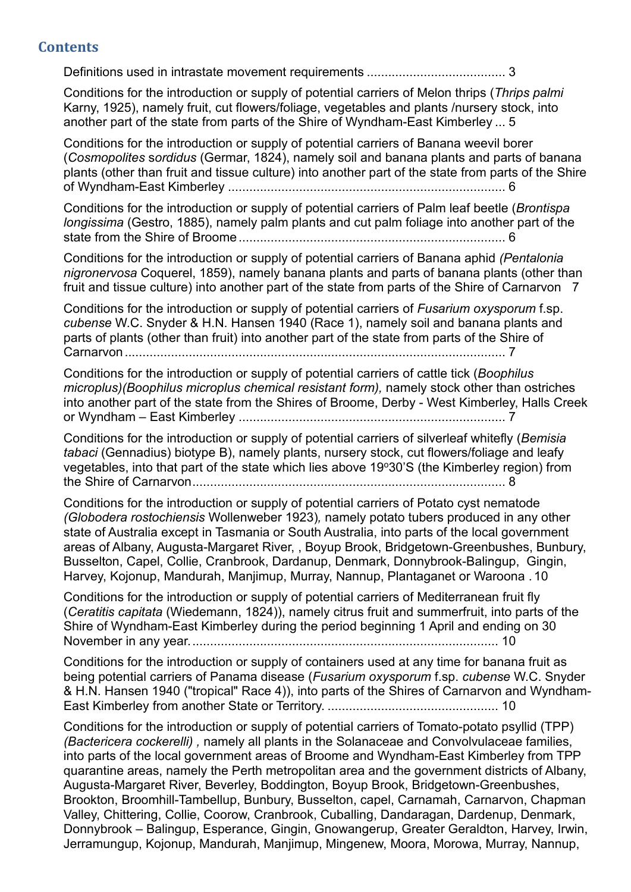## Contents

Definitions used in intrastate movement requirements ....................................... 3

Conditions for the introduction or supply of potential carriers of Melon thrips (*Thrips palmi* Karny, 1925), namely fruit, cut flowers/foliage, vegetables and plants /nursery stock, into another part of the state from parts of the Shire of Wyndham-East Kimberley ... 5

Conditions for the introduction or supply of potential carriers of Banana weevil borer (*Cosmopolites* s*ordidus* (Germar, 1824), namely soil and banana plants and parts of banana plants (other than fruit and tissue culture) into another part of the state from parts of the Shire of Wyndham-East Kimberley .............................................................................. 6

Conditions for the introduction or supply of potential carriers of Palm leaf beetle (*Brontispa longissima* (Gestro, 1885), namely palm plants and cut palm foliage into another part of the state from the Shire of Broome ........................................................................... 6

Conditions for the introduction or supply of potential carriers of Banana aphid *(Pentalonia nigronervosa* Coquerel, 1859), namely banana plants and parts of banana plants (other than fruit and tissue culture) into another part of the state from parts of the Shire of Carnarvon 7

Conditions for the introduction or supply of potential carriers of *Fusarium oxysporum* f.sp. *cubense* W.C. Snyder & H.N. Hansen 1940 (Race 1), namely soil and banana plants and parts of plants (other than fruit) into another part of the state from parts of the Shire of Carnarvon ........................................................................................................... 7

Conditions for the introduction or supply of potential carriers of cattle tick (*Boophilus microplus)(Boophilus microplus chemical resistant form),* namely stock other than ostriches into another part of the state from the Shires of Broome, Derby - West Kimberley, Halls Creek or Wyndham – East Kimberley ........................................................................... 7

Conditions for the introduction or supply of potential carriers of silverleaf whitefly (*Bemisia tabaci* (Gennadius) biotype B), namely plants, nursery stock, cut flowers/foliage and leafy vegetables, into that part of the state which lies above 19°30'S (the Kimberley region) from the Shire of Carnarvon........................................................................................ 8

Conditions for the introduction or supply of potential carriers of Potato cyst nematode *(Globodera rostochiensis* Wollenweber 1923)*,* namely potato tubers produced in any other state of Australia except in Tasmania or South Australia, into parts of the local government areas of Albany, Augusta-Margaret River, , Boyup Brook, Bridgetown-Greenbushes, Bunbury, Busselton, Capel, Collie, Cranbrook, Dardanup, Denmark, Donnybrook-Balingup, Gingin, Harvey, Kojonup, Mandurah, Manjimup, Murray, Nannup, Plantaganet or Waroona . 10

Conditions for the introduction or supply of potential carriers of Mediterranean fruit fly (*Ceratitis capitata* (Wiedemann, 1824))*,* namely citrus fruit and summerfruit, into parts of the Shire of Wyndham-East Kimberley during the period beginning 1 April and ending on 30 November in any year...................................................................................... 10

Conditions for the introduction or supply of containers used at any time for banana fruit as being potential carriers of Panama disease (*Fusarium oxysporum* f.sp. *cubense* W.C. Snyder & H.N. Hansen 1940 ("tropical" Race 4)), into parts of the Shires of Carnarvon and Wyndham-East Kimberley from another State or Territory. ................................................ 10

Conditions for the introduction or supply of potential carriers of Tomato-potato psyllid (TPP) *(Bactericera cockerelli) ,* namely all plants in the Solanaceae and Convolvulaceae families, into parts of the local government areas of Broome and Wyndham-East Kimberley from TPP quarantine areas, namely the Perth metropolitan area and the government districts of Albany, Augusta-Margaret River, Beverley, Boddington, Boyup Brook, Bridgetown-Greenbushes, Brookton, Broomhill-Tambellup, Bunbury, Busselton, capel, Carnamah, Carnarvon, Chapman Valley, Chittering, Collie, Coorow, Cranbrook, Cuballing, Dandaragan, Dardenup, Denmark, Donnybrook – Balingup, Esperance, Gingin, Gnowangerup, Greater Geraldton, Harvey, Irwin, Jerramungup, Kojonup, Mandurah, Manjimup, Mingenew, Moora, Morowa, Murray, Nannup,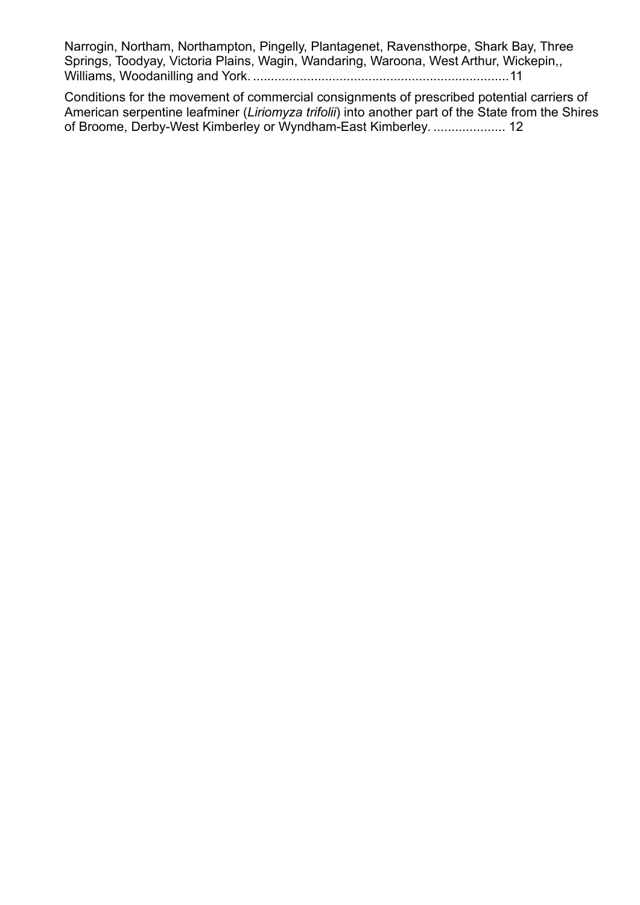Narrogin, Northam, Northampton, Pingelly, Plantagenet, Ravensthorpe, Shark Bay, Three Springs, Toodyay, Victoria Plains, Wagin, Wandaring, Waroona, West Arthur, Wickepin,, Williams, Woodanilling and York. ........................................................................11

Conditions for the movement of commercial consignments of prescribed potential carriers of American serpentine leafminer (*Liriomyza trifolii*) into another part of the State from the Shires of Broome, Derby-West Kimberley or Wyndham-East Kimberley. .................... 12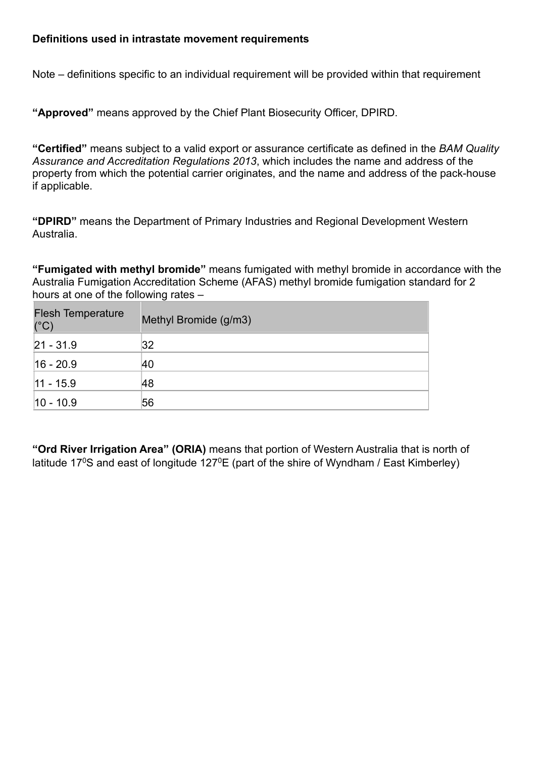**Definitions used in intrastate movement requirements**

Note – definitions specific to an individual requirement will be provided within that requirement

**"Approved"** means approved by the Chief Plant Biosecurity Officer, DPIRD.

**"Certified"** means subject to a valid export or assurance certificate as defined in the *BAM Quality Assurance and Accreditation Regulations 2013*, which includes the name and address of the property from which the potential carrier originates, and the name and address of the pack-house if applicable.

**"DPIRD"** means the Department of Primary Industries and Regional Development Western Australia.

**"Fumigated with methyl bromide"** means fumigated with methyl bromide in accordance with the Australia Fumigation Accreditation Scheme (AFAS) methyl bromide fumigation standard for 2 hours at one of the following rates –

| Flesh Temperature (°C) | Methyl Bromide (g/m3) |
|---|---|
| 21 - 31.9 | 32 |
| 16 - 20.9 | 40 |
| 11 - 15.9 | 48 |
| 10 - 10.9 | 56 |

**"Ord River Irrigation Area" (ORIA)** means that portion of Western Australia that is north of latitude $17^0$S and east of longitude $127^0$E (part of the shire of Wyndham / East Kimberley)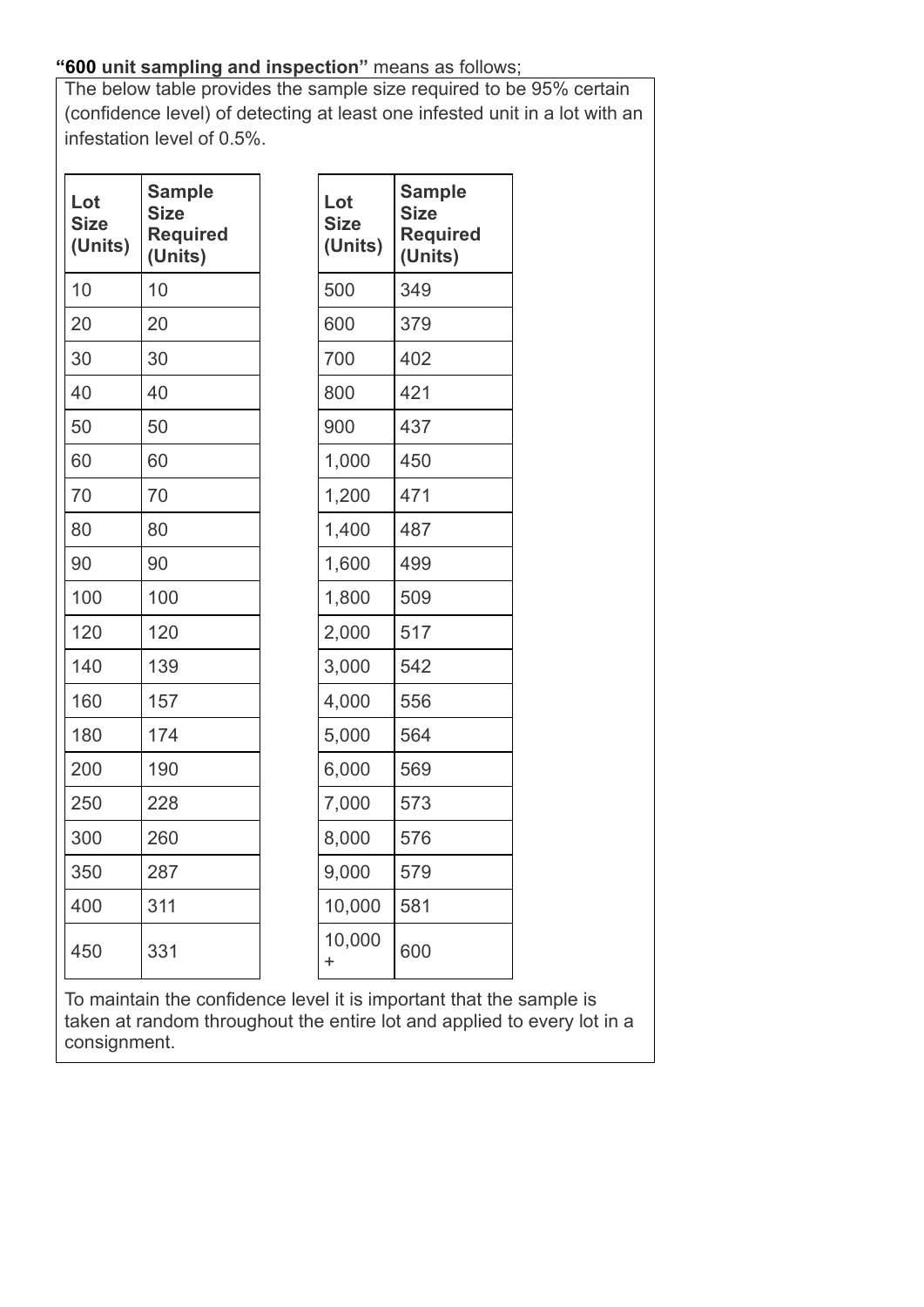**"600 unit sampling and inspection"** means as follows;

The below table provides the sample size required to be 95% certain (confidence level) of detecting at least one infested unit in a lot with an infestation level of 0.5%.

| Lot Size (Units) | Sample Size Required (Units) |
|---|---|
| 10 | 10 |
| 20 | 20 |
| 30 | 30 |
| 40 | 40 |
| 50 | 50 |
| 60 | 60 |
| 70 | 70 |
| 80 | 80 |
| 90 | 90 |
| 100 | 100 |
| 120 | 120 |
| 140 | 139 |
| 160 | 157 |
| 180 | 174 |
| 200 | 190 |
| 250 | 228 |
| 300 | 260 |
| 350 | 287 |
| 400 | 311 |
| 450 | 331 |

| Lot Size (Units) | Sample Size Required (Units) |
|---|---|
| 500 | 349 |
| 600 | 379 |
| 700 | 402 |
| 800 | 421 |
| 900 | 437 |
| 1,000 | 450 |
| 1,200 | 471 |
| 1,400 | 487 |
| 1,600 | 499 |
| 1,800 | 509 |
| 2,000 | 517 |
| 3,000 | 542 |
| 4,000 | 556 |
| 5,000 | 564 |
| 6,000 | 569 |
| 7,000 | 573 |
| 8,000 | 576 |
| 9,000 | 579 |
| 10,000 | 581 |
| 10,000 + | 600 |

To maintain the confidence level it is important that the sample is taken at random throughout the entire lot and applied to every lot in a consignment.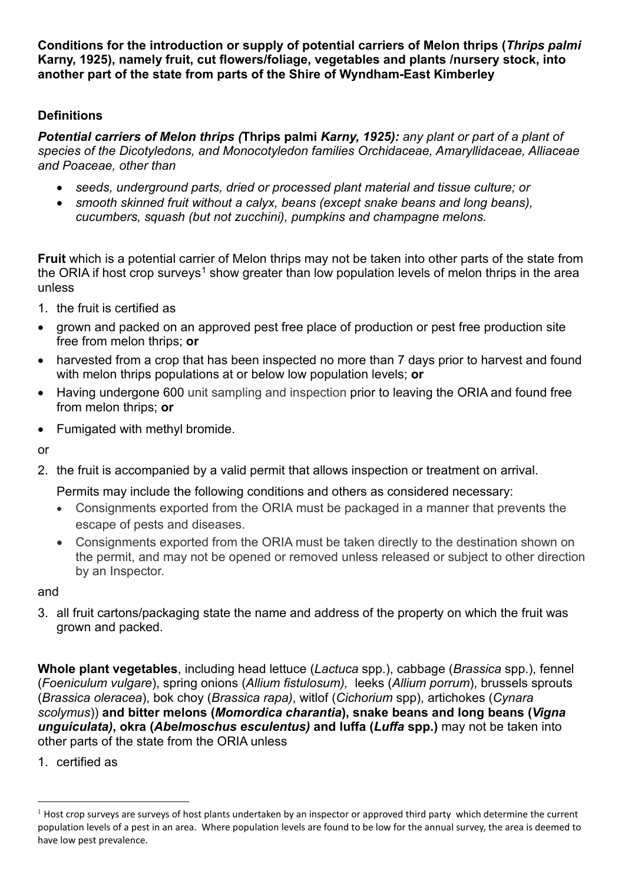**Conditions for the introduction or supply of potential carriers of Melon thrips (*Thrips palmi* Karny, 1925), namely fruit, cut flowers/foliage, vegetables and plants /nursery stock, into another part of the state from parts of the Shire of Wyndham-East Kimberley**

**Definitions**

***Potential carriers of Melon thrips (*Thrips palmi *Karny, 1925):*** *any plant or part of a plant of species of the Dicotyledons, and Monocotyledon families Orchidaceae, Amaryllidaceae, Alliaceae and Poaceae, other than*

- *seeds, underground parts, dried or processed plant material and tissue culture; or*
- *smooth skinned fruit without a calyx, beans (except snake beans and long beans), cucumbers, squash (but not zucchini), pumpkins and champagne melons.*

**Fruit** which is a potential carrier of Melon thrips may not be taken into other parts of the state from the ORIA if host crop surveys[1] show greater than low population levels of melon thrips in the area unless

1. the fruit is certified as
   - grown and packed on an approved pest free place of production or pest free production site free from melon thrips; **or**
   - harvested from a crop that has been inspected no more than 7 days prior to harvest and found with melon thrips populations at or below low population levels; **or**
   - Having undergone 600 unit sampling and inspection prior to leaving the ORIA and found free from melon thrips; **or**
   - Fumigated with methyl bromide.

or

2. the fruit is accompanied by a valid permit that allows inspection or treatment on arrival.

   Permits may include the following conditions and others as considered necessary:
   - Consignments exported from the ORIA must be packaged in a manner that prevents the escape of pests and diseases.
   - Consignments exported from the ORIA must be taken directly to the destination shown on the permit, and may not be opened or removed unless released or subject to other direction by an Inspector.

and

3. all fruit cartons/packaging state the name and address of the property on which the fruit was grown and packed.

**Whole plant vegetables**, including head lettuce (*Lactuca* spp.), cabbage (*Brassica* spp.), fennel (*Foeniculum vulgare*), spring onions (*Allium fistulosum),* leeks (*Allium porrum*), brussels sprouts (*Brassica oleracea*), bok choy (*Brassica rapa)*, witlof (*Cichorium* spp), artichokes (*Cynara scolymus*)) **and bitter melons (*Momordica charantia*), snake beans and long beans (*Vigna unguiculata)*, okra (*Abelmoschus esculentus)* and luffa (*Luffa* spp.)** may not be taken into other parts of the state from the ORIA unless

1. certified as

[1] Host crop surveys are surveys of host plants undertaken by an inspector or approved third party which determine the current population levels of a pest in an area. Where population levels are found to be low for the annual survey, the area is deemed to have low pest prevalence.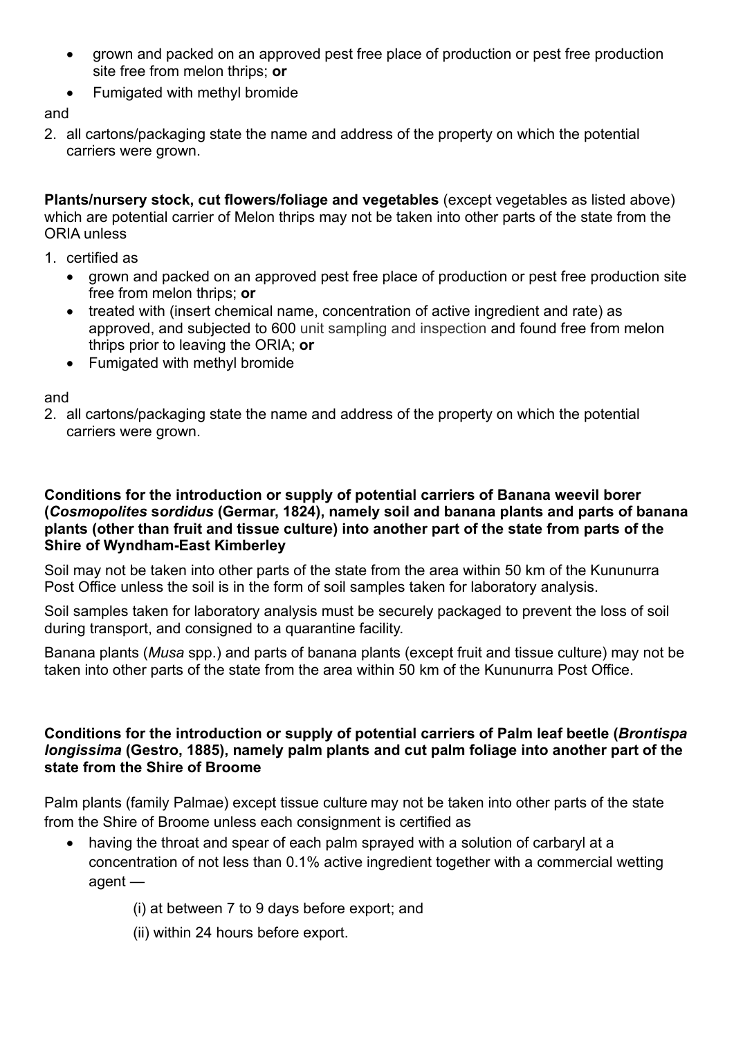- grown and packed on an approved pest free place of production or pest free production site free from melon thrips; **or**
- Fumigated with methyl bromide

and

2. all cartons/packaging state the name and address of the property on which the potential carriers were grown.

**Plants/nursery stock, cut flowers/foliage and vegetables** (except vegetables as listed above) which are potential carrier of Melon thrips may not be taken into other parts of the state from the ORIA unless

1. certified as
   - grown and packed on an approved pest free place of production or pest free production site free from melon thrips; **or**
   - treated with (insert chemical name, concentration of active ingredient and rate) as approved, and subjected to 600 unit sampling and inspection and found free from melon thrips prior to leaving the ORIA; **or**
   - Fumigated with methyl bromide

and

2. all cartons/packaging state the name and address of the property on which the potential carriers were grown.

**Conditions for the introduction or supply of potential carriers of Banana weevil borer (*Cosmopolites sordidus* (Germar, 1824), namely soil and banana plants and parts of banana plants (other than fruit and tissue culture) into another part of the state from parts of the Shire of Wyndham-East Kimberley**

Soil may not be taken into other parts of the state from the area within 50 km of the Kununurra Post Office unless the soil is in the form of soil samples taken for laboratory analysis.

Soil samples taken for laboratory analysis must be securely packaged to prevent the loss of soil during transport, and consigned to a quarantine facility.

Banana plants (*Musa* spp.) and parts of banana plants (except fruit and tissue culture) may not be taken into other parts of the state from the area within 50 km of the Kununurra Post Office.

**Conditions for the introduction or supply of potential carriers of Palm leaf beetle (*Brontispa longissima* (Gestro, 1885), namely palm plants and cut palm foliage into another part of the state from the Shire of Broome**

Palm plants (family Palmae) except tissue culture may not be taken into other parts of the state from the Shire of Broome unless each consignment is certified as

- having the throat and spear of each palm sprayed with a solution of carbaryl at a concentration of not less than 0.1% active ingredient together with a commercial wetting agent —

  (i) at between 7 to 9 days before export; and

  (ii) within 24 hours before export.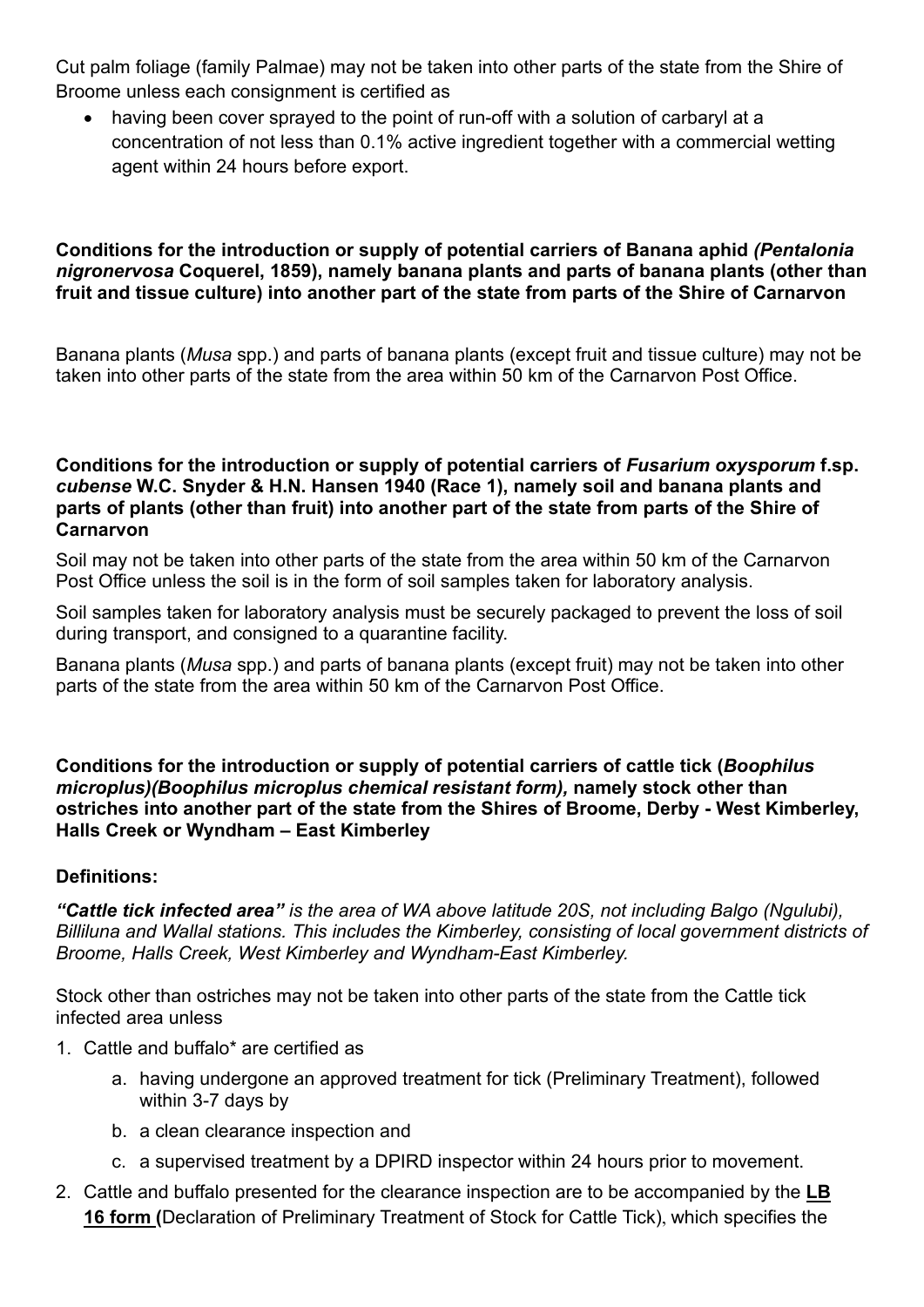Cut palm foliage (family Palmae) may not be taken into other parts of the state from the Shire of Broome unless each consignment is certified as

- having been cover sprayed to the point of run-off with a solution of carbaryl at a concentration of not less than 0.1% active ingredient together with a commercial wetting agent within 24 hours before export.

**Conditions for the introduction or supply of potential carriers of Banana aphid *(Pentalonia nigronervosa* Coquerel, 1859), namely banana plants and parts of banana plants (other than fruit and tissue culture) into another part of the state from parts of the Shire of Carnarvon**

Banana plants (*Musa* spp.) and parts of banana plants (except fruit and tissue culture) may not be taken into other parts of the state from the area within 50 km of the Carnarvon Post Office.

**Conditions for the introduction or supply of potential carriers of *Fusarium oxysporum* f.sp. *cubense* W.C. Snyder & H.N. Hansen 1940 (Race 1), namely soil and banana plants and parts of plants (other than fruit) into another part of the state from parts of the Shire of Carnarvon**

Soil may not be taken into other parts of the state from the area within 50 km of the Carnarvon Post Office unless the soil is in the form of soil samples taken for laboratory analysis.

Soil samples taken for laboratory analysis must be securely packaged to prevent the loss of soil during transport, and consigned to a quarantine facility.

Banana plants (*Musa* spp.) and parts of banana plants (except fruit) may not be taken into other parts of the state from the area within 50 km of the Carnarvon Post Office.

**Conditions for the introduction or supply of potential carriers of cattle tick (*Boophilus microplus)(Boophilus microplus chemical resistant form),* namely stock other than ostriches into another part of the state from the Shires of Broome, Derby - West Kimberley, Halls Creek or Wyndham – East Kimberley**

**Definitions:**

***"Cattle tick infected area"*** *is the area of WA above latitude 20S, not including Balgo (Ngulubi), Billiluna and Wallal stations. This includes the Kimberley, consisting of local government districts of Broome, Halls Creek, West Kimberley and Wyndham-East Kimberley.*

Stock other than ostriches may not be taken into other parts of the state from the Cattle tick infected area unless

1. Cattle and buffalo* are certified as
    a. having undergone an approved treatment for tick (Preliminary Treatment), followed within 3-7 days by
    b. a clean clearance inspection and
    c. a supervised treatment by a DPIRD inspector within 24 hours prior to movement.
2. Cattle and buffalo presented for the clearance inspection are to be accompanied by the **LB 16 form (**Declaration of Preliminary Treatment of Stock for Cattle Tick), which specifies the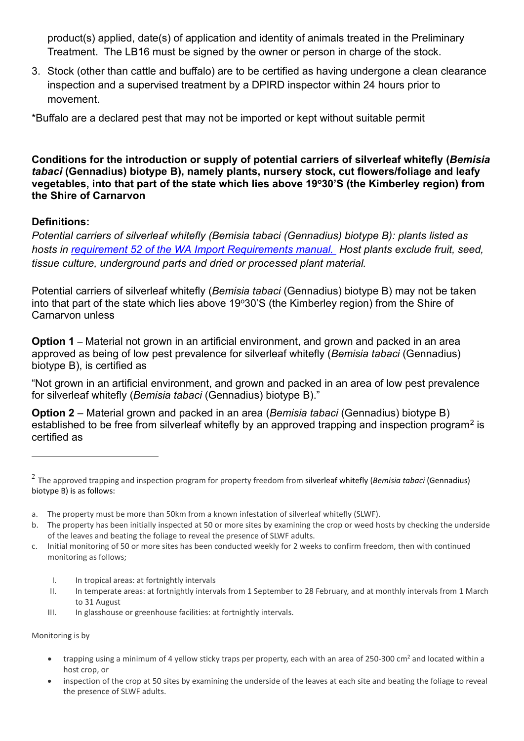product(s) applied, date(s) of application and identity of animals treated in the Preliminary Treatment. The LB16 must be signed by the owner or person in charge of the stock.

3. Stock (other than cattle and buffalo) are to be certified as having undergone a clean clearance inspection and a supervised treatment by a DPIRD inspector within 24 hours prior to movement.

*Buffalo are a declared pest that may not be imported or kept without suitable permit

**Conditions for the introduction or supply of potential carriers of silverleaf whitefly (*Bemisia tabaci* (Gennadius) biotype B), namely plants, nursery stock, cut flowers/foliage and leafy vegetables, into that part of the state which lies above 19°30'S (the Kimberley region) from the Shire of Carnarvon**

**Definitions:**

*Potential carriers of silverleaf whitefly (Bemisia tabaci (Gennadius) biotype B): plants listed as hosts in requirement 52 of the WA Import Requirements manual. Host plants exclude fruit, seed, tissue culture, underground parts and dried or processed plant material.*

Potential carriers of silverleaf whitefly (*Bemisia tabaci* (Gennadius) biotype B) may not be taken into that part of the state which lies above 19°30'S (the Kimberley region) from the Shire of Carnarvon unless

**Option 1** – Material not grown in an artificial environment, and grown and packed in an area approved as being of low pest prevalence for silverleaf whitefly (*Bemisia tabaci* (Gennadius) biotype B), is certified as

"Not grown in an artificial environment, and grown and packed in an area of low pest prevalence for silverleaf whitefly (*Bemisia tabaci* (Gennadius) biotype B)."

**Option 2** – Material grown and packed in an area (*Bemisia tabaci* (Gennadius) biotype B) established to be free from silverleaf whitefly by an approved trapping and inspection program[2] is certified as

---

[2] The approved trapping and inspection program for property freedom from silverleaf whitefly (*Bemisia tabaci* (Gennadius) biotype B) is as follows:

a. The property must be more than 50km from a known infestation of silverleaf whitefly (SLWF).
b. The property has been initially inspected at 50 or more sites by examining the crop or weed hosts by checking the underside of the leaves and beating the foliage to reveal the presence of SLWF adults.
c. Initial monitoring of 50 or more sites has been conducted weekly for 2 weeks to confirm freedom, then with continued monitoring as follows;

   I. In tropical areas: at fortnightly intervals
   II. In temperate areas: at fortnightly intervals from 1 September to 28 February, and at monthly intervals from 1 March to 31 August
   III. In glasshouse or greenhouse facilities: at fortnightly intervals.

Monitoring is by

- trapping using a minimum of 4 yellow sticky traps per property, each with an area of 250-300 $cm^2$ and located within a host crop, or
- inspection of the crop at 50 sites by examining the underside of the leaves at each site and beating the foliage to reveal the presence of SLWF adults.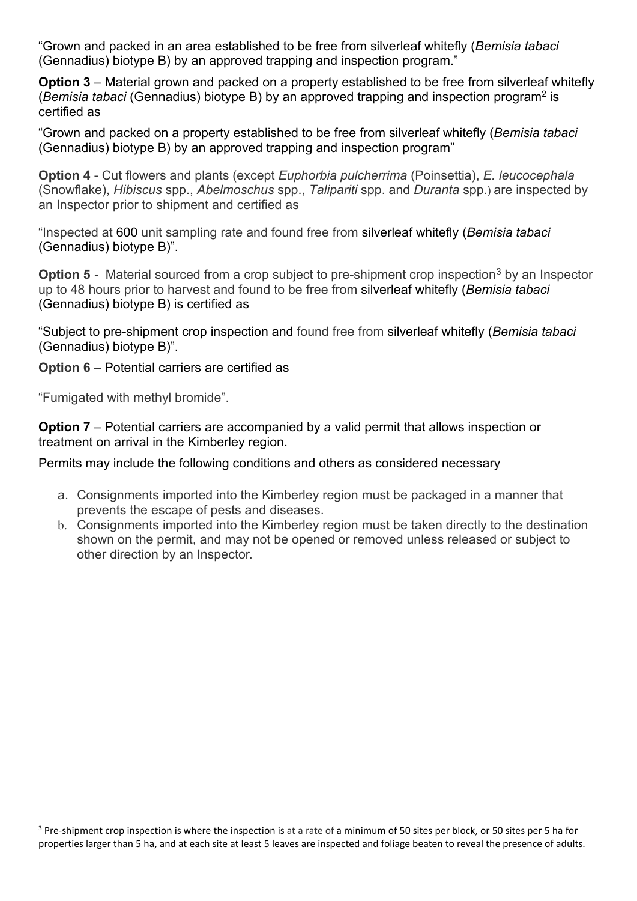"Grown and packed in an area established to be free from silverleaf whitefly (*Bemisia tabaci* (Gennadius) biotype B) by an approved trapping and inspection program."

**Option 3** – Material grown and packed on a property established to be free from silverleaf whitefly (*Bemisia tabaci* (Gennadius) biotype B) by an approved trapping and inspection program[2] is certified as

"Grown and packed on a property established to be free from silverleaf whitefly (*Bemisia tabaci* (Gennadius) biotype B) by an approved trapping and inspection program"

**Option 4** - Cut flowers and plants (except *Euphorbia pulcherrima* (Poinsettia), *E. leucocephala* (Snowflake), *Hibiscus* spp., *Abelmoschus* spp., *Talipariti* spp. and *Duranta* spp.) are inspected by an Inspector prior to shipment and certified as

"Inspected at 600 unit sampling rate and found free from silverleaf whitefly (*Bemisia tabaci* (Gennadius) biotype B)".

**Option 5 -** Material sourced from a crop subject to pre-shipment crop inspection[3] by an Inspector up to 48 hours prior to harvest and found to be free from silverleaf whitefly (*Bemisia tabaci* (Gennadius) biotype B) is certified as

"Subject to pre-shipment crop inspection and found free from silverleaf whitefly (*Bemisia tabaci* (Gennadius) biotype B)".

**Option 6** – Potential carriers are certified as

"Fumigated with methyl bromide".

**Option 7** – Potential carriers are accompanied by a valid permit that allows inspection or treatment on arrival in the Kimberley region.

Permits may include the following conditions and others as considered necessary

a. Consignments imported into the Kimberley region must be packaged in a manner that prevents the escape of pests and diseases.
b. Consignments imported into the Kimberley region must be taken directly to the destination shown on the permit, and may not be opened or removed unless released or subject to other direction by an Inspector.

[3] Pre-shipment crop inspection is where the inspection is at a rate of a minimum of 50 sites per block, or 50 sites per 5 ha for properties larger than 5 ha, and at each site at least 5 leaves are inspected and foliage beaten to reveal the presence of adults.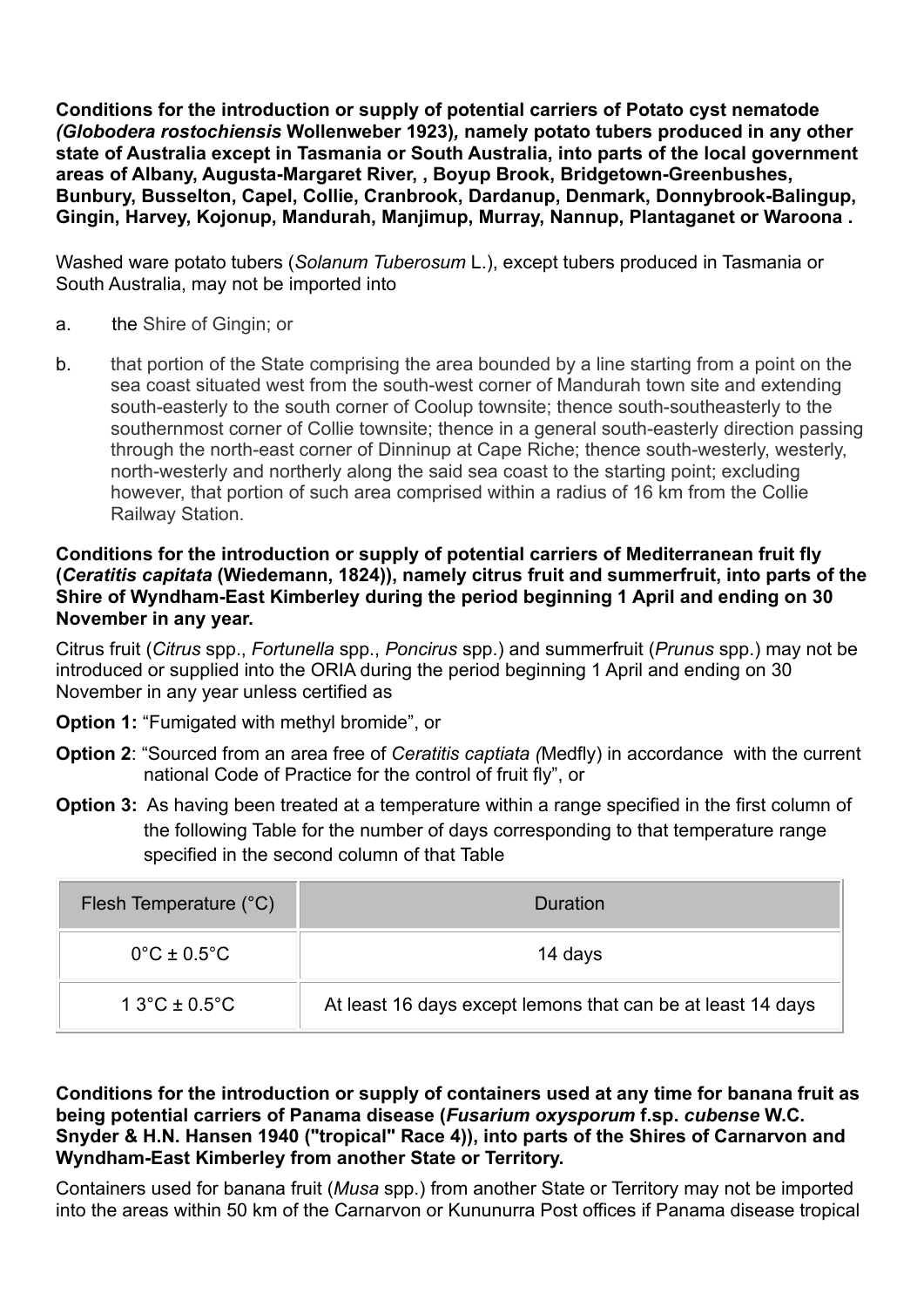**Conditions for the introduction or supply of potential carriers of Potato cyst nematode *(Globodera rostochiensis* Wollenweber 1923)*,* namely potato tubers produced in any other state of Australia except in Tasmania or South Australia, into parts of the local government areas of Albany, Augusta-Margaret River, , Boyup Brook, Bridgetown-Greenbushes, Bunbury, Busselton, Capel, Collie, Cranbrook, Dardanup, Denmark, Donnybrook-Balingup, Gingin, Harvey, Kojonup, Mandurah, Manjimup, Murray, Nannup, Plantaganet or Waroona .**

Washed ware potato tubers (*Solanum Tuberosum* L.), except tubers produced in Tasmania or South Australia, may not be imported into

a. the Shire of Gingin; or

b. that portion of the State comprising the area bounded by a line starting from a point on the sea coast situated west from the south-west corner of Mandurah town site and extending south-easterly to the south corner of Coolup townsite; thence south-southeasterly to the southernmost corner of Collie townsite; thence in a general south-easterly direction passing through the north-east corner of Dinninup at Cape Riche; thence south-westerly, westerly, north-westerly and northerly along the said sea coast to the starting point; excluding however, that portion of such area comprised within a radius of 16 km from the Collie Railway Station.

**Conditions for the introduction or supply of potential carriers of Mediterranean fruit fly (*Ceratitis capitata* (Wiedemann, 1824)), namely citrus fruit and summerfruit, into parts of the Shire of Wyndham-East Kimberley during the period beginning 1 April and ending on 30 November in any year.**

Citrus fruit (*Citrus* spp., *Fortunella* spp., *Poncirus* spp.) and summerfruit (*Prunus* spp.) may not be introduced or supplied into the ORIA during the period beginning 1 April and ending on 30 November in any year unless certified as

**Option 1:** "Fumigated with methyl bromide", or

**Option 2**: "Sourced from an area free of *Ceratitis captiata (*Medfly) in accordance with the current national Code of Practice for the control of fruit fly", or

**Option 3:** As having been treated at a temperature within a range specified in the first column of the following Table for the number of days corresponding to that temperature range specified in the second column of that Table

| Flesh Temperature (°C) | Duration |
|---|---|
| 0°C ± 0.5°C | 14 days |
| 1 3°C ± 0.5°C | At least 16 days except lemons that can be at least 14 days |

**Conditions for the introduction or supply of containers used at any time for banana fruit as being potential carriers of Panama disease (*Fusarium oxysporum* f.sp. *cubense* W.C. Snyder & H.N. Hansen 1940 ("tropical" Race 4)), into parts of the Shires of Carnarvon and Wyndham-East Kimberley from another State or Territory.**

Containers used for banana fruit (*Musa* spp.) from another State or Territory may not be imported into the areas within 50 km of the Carnarvon or Kununurra Post offices if Panama disease tropical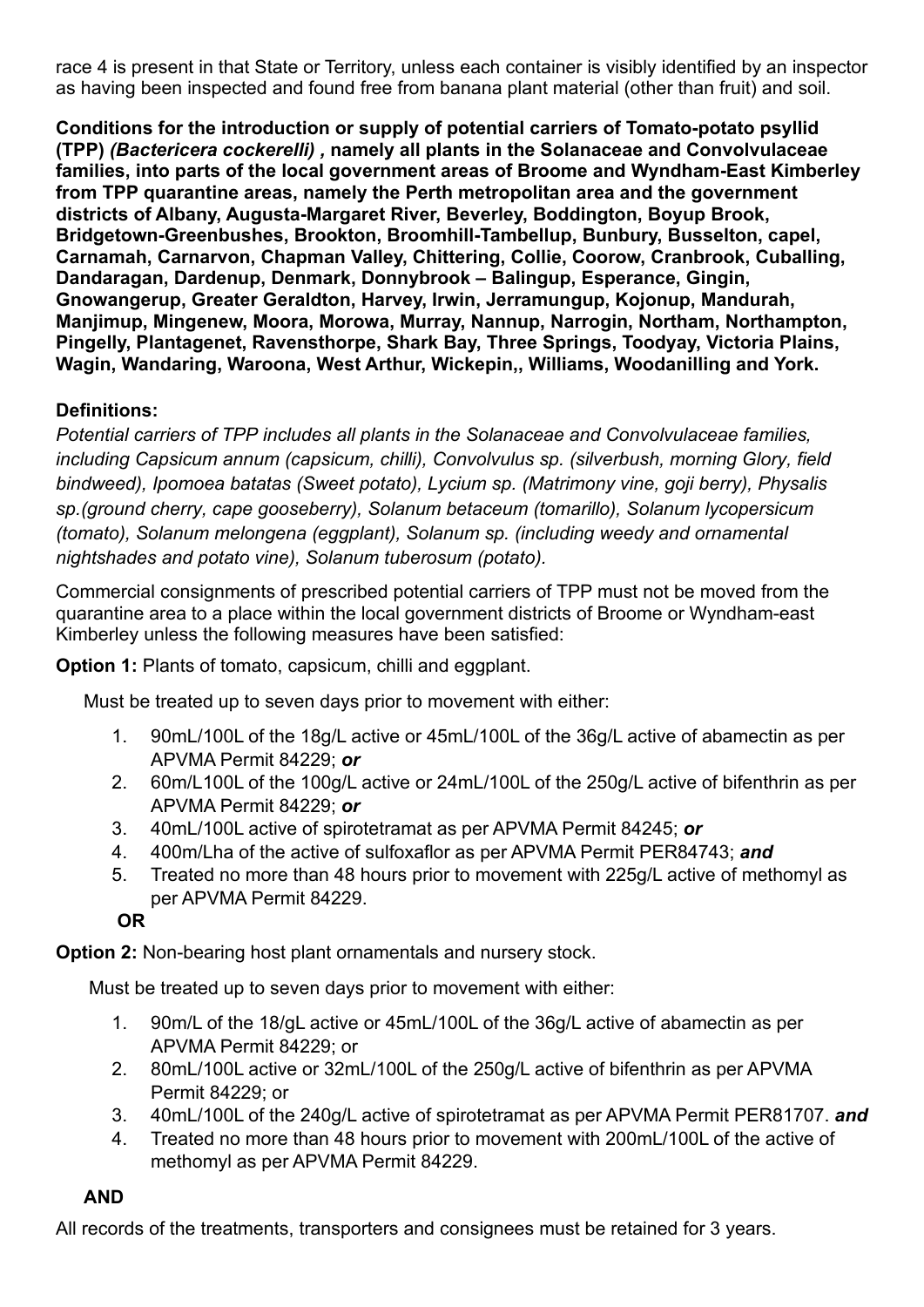race 4 is present in that State or Territory, unless each container is visibly identified by an inspector as having been inspected and found free from banana plant material (other than fruit) and soil.

**Conditions for the introduction or supply of potential carriers of Tomato-potato psyllid (TPP) *(Bactericera cockerelli)* , namely all plants in the Solanaceae and Convolvulaceae families, into parts of the local government areas of Broome and Wyndham-East Kimberley from TPP quarantine areas, namely the Perth metropolitan area and the government districts of Albany, Augusta-Margaret River, Beverley, Boddington, Boyup Brook, Bridgetown-Greenbushes, Brookton, Broomhill-Tambellup, Bunbury, Busselton, capel, Carnamah, Carnarvon, Chapman Valley, Chittering, Collie, Coorow, Cranbrook, Cuballing, Dandaragan, Dardenup, Denmark, Donnybrook – Balingup, Esperance, Gingin, Gnowangerup, Greater Geraldton, Harvey, Irwin, Jerramungup, Kojonup, Mandurah, Manjimup, Mingenew, Moora, Morowa, Murray, Nannup, Narrogin, Northam, Northampton, Pingelly, Plantagenet, Ravensthorpe, Shark Bay, Three Springs, Toodyay, Victoria Plains, Wagin, Wandaring, Waroona, West Arthur, Wickepin,, Williams, Woodanilling and York.**

**Definitions:**

*Potential carriers of TPP includes all plants in the Solanaceae and Convolvulaceae families, including Capsicum annum (capsicum, chilli), Convolvulus sp. (silverbush, morning Glory, field bindweed), Ipomoea batatas (Sweet potato), Lycium sp. (Matrimony vine, goji berry), Physalis sp.(ground cherry, cape gooseberry), Solanum betaceum (tomarillo), Solanum lycopersicum (tomato), Solanum melongena (eggplant), Solanum sp. (including weedy and ornamental nightshades and potato vine), Solanum tuberosum (potato).*

Commercial consignments of prescribed potential carriers of TPP must not be moved from the quarantine area to a place within the local government districts of Broome or Wyndham-east Kimberley unless the following measures have been satisfied:

**Option 1:** Plants of tomato, capsicum, chilli and eggplant.

Must be treated up to seven days prior to movement with either:

1. 90mL/100L of the 18g/L active or 45mL/100L of the 36g/L active of abamectin as per APVMA Permit 84229; ***or***
2. 60m/L100L of the 100g/L active or 24mL/100L of the 250g/L active of bifenthrin as per APVMA Permit 84229; ***or***
3. 40mL/100L active of spirotetramat as per APVMA Permit 84245; ***or***
4. 400m/Lha of the active of sulfoxaflor as per APVMA Permit PER84743; ***and***
5. Treated no more than 48 hours prior to movement with 225g/L active of methomyl as per APVMA Permit 84229.

**OR**

**Option 2:** Non-bearing host plant ornamentals and nursery stock.

Must be treated up to seven days prior to movement with either:

1. 90m/L of the 18/gL active or 45mL/100L of the 36g/L active of abamectin as per APVMA Permit 84229; or
2. 80mL/100L active or 32mL/100L of the 250g/L active of bifenthrin as per APVMA Permit 84229; or
3. 40mL/100L of the 240g/L active of spirotetramat as per APVMA Permit PER81707. ***and***
4. Treated no more than 48 hours prior to movement with 200mL/100L of the active of methomyl as per APVMA Permit 84229.

**AND**

All records of the treatments, transporters and consignees must be retained for 3 years.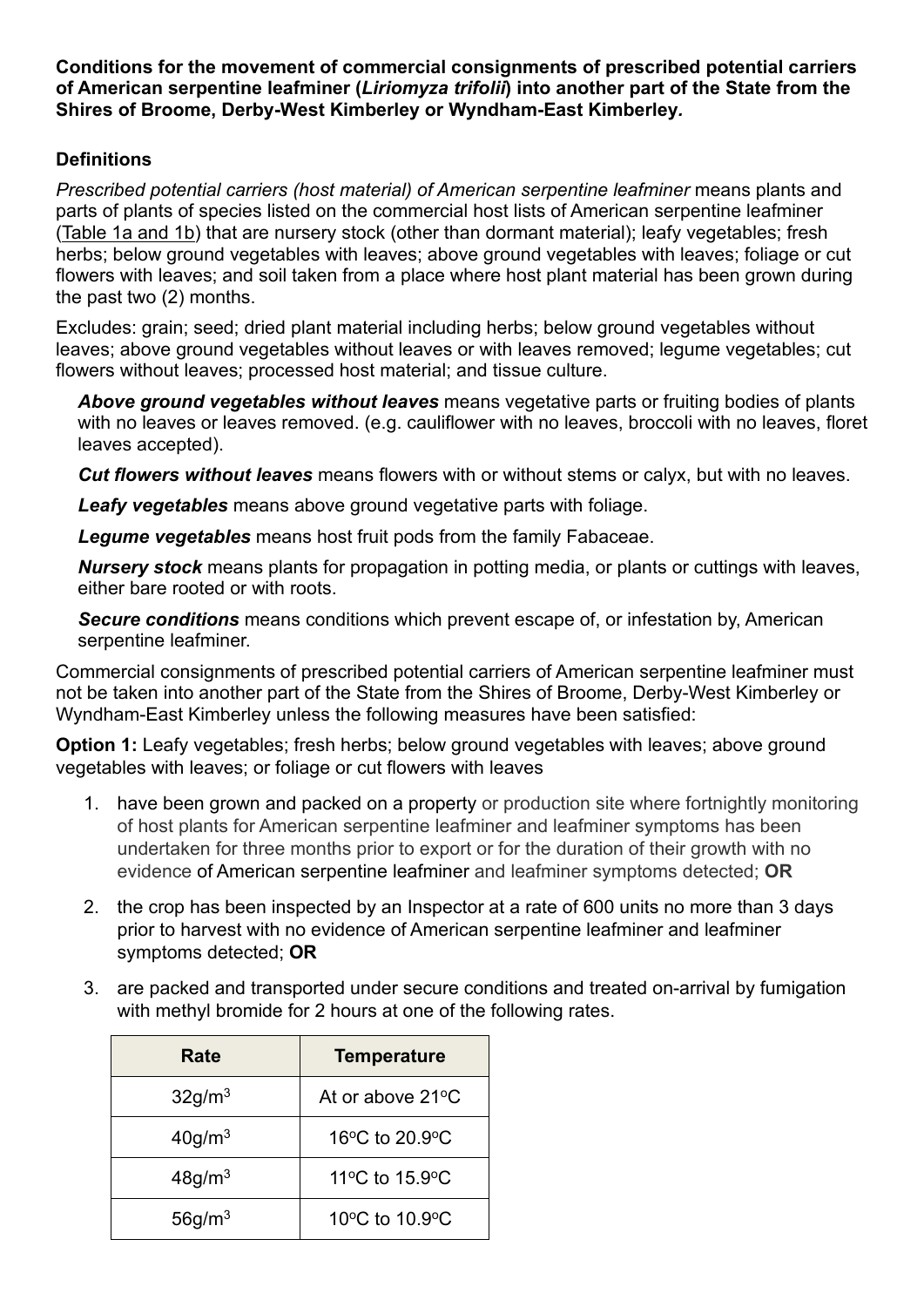**Conditions for the movement of commercial consignments of prescribed potential carriers of American serpentine leafminer (*Liriomyza trifolii*) into another part of the State from the Shires of Broome, Derby-West Kimberley or Wyndham-East Kimberley.**

**Definitions**

*Prescribed potential carriers (host material) of American serpentine leafminer* means plants and parts of plants of species listed on the commercial host lists of American serpentine leafminer (Table 1a and 1b) that are nursery stock (other than dormant material); leafy vegetables; fresh herbs; below ground vegetables with leaves; above ground vegetables with leaves; foliage or cut flowers with leaves; and soil taken from a place where host plant material has been grown during the past two (2) months.

Excludes: grain; seed; dried plant material including herbs; below ground vegetables without leaves; above ground vegetables without leaves or with leaves removed; legume vegetables; cut flowers without leaves; processed host material; and tissue culture.

***Above ground vegetables without leaves*** means vegetative parts or fruiting bodies of plants with no leaves or leaves removed. (e.g. cauliflower with no leaves, broccoli with no leaves, floret leaves accepted).

***Cut flowers without leaves*** means flowers with or without stems or calyx, but with no leaves.

***Leafy vegetables*** means above ground vegetative parts with foliage.

***Legume vegetables*** means host fruit pods from the family Fabaceae.

***Nursery stock*** means plants for propagation in potting media, or plants or cuttings with leaves, either bare rooted or with roots.

***Secure conditions*** means conditions which prevent escape of, or infestation by, American serpentine leafminer.

Commercial consignments of prescribed potential carriers of American serpentine leafminer must not be taken into another part of the State from the Shires of Broome, Derby-West Kimberley or Wyndham-East Kimberley unless the following measures have been satisfied:

**Option 1:** Leafy vegetables; fresh herbs; below ground vegetables with leaves; above ground vegetables with leaves; or foliage or cut flowers with leaves

1. have been grown and packed on a property or production site where fortnightly monitoring of host plants for American serpentine leafminer and leafminer symptoms has been undertaken for three months prior to export or for the duration of their growth with no evidence of American serpentine leafminer and leafminer symptoms detected; **OR**
2. the crop has been inspected by an Inspector at a rate of 600 units no more than 3 days prior to harvest with no evidence of American serpentine leafminer and leafminer symptoms detected; **OR**
3. are packed and transported under secure conditions and treated on-arrival by fumigation with methyl bromide for 2 hours at one of the following rates.

| Rate | Temperature |
|---|---|
| 32g/m$^3$ | At or above 21$^o$C |
| 40g/m$^3$ | 16$^o$C to 20.9$^o$C |
| 48g/m$^3$ | 11$^o$C to 15.9$^o$C |
| 56g/m$^3$ | 10$^o$C to 10.9$^o$C |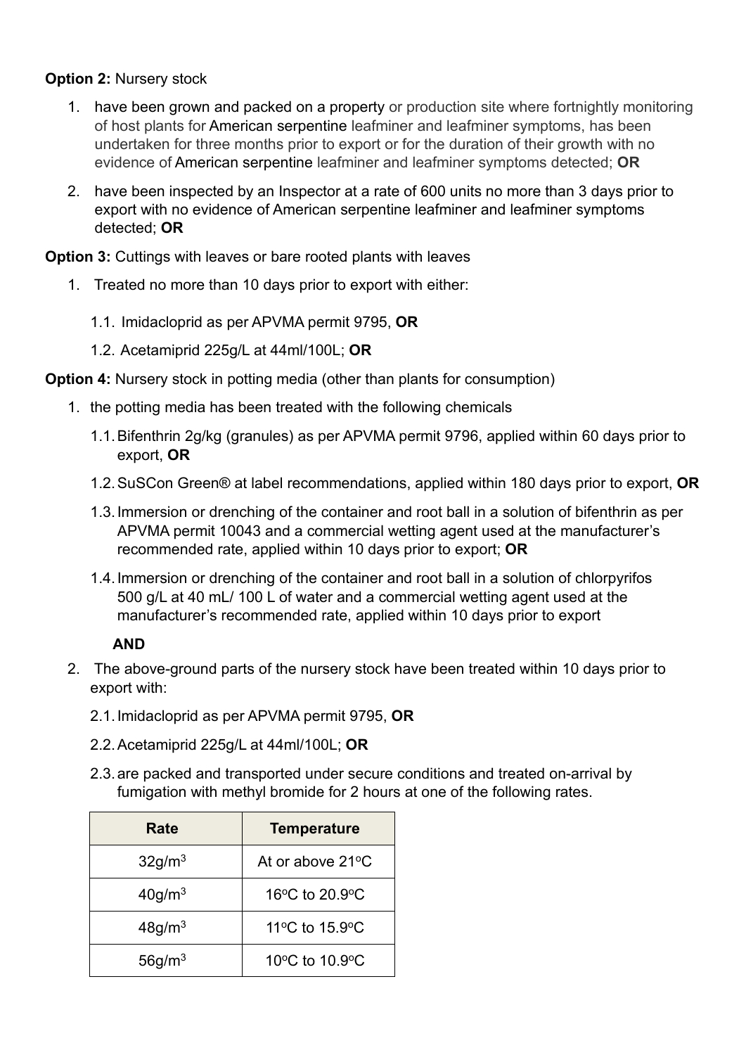**Option 2:** Nursery stock

1. have been grown and packed on a property or production site where fortnightly monitoring of host plants for American serpentine leafminer and leafminer symptoms, has been undertaken for three months prior to export or for the duration of their growth with no evidence of American serpentine leafminer and leafminer symptoms detected; **OR**

2. have been inspected by an Inspector at a rate of 600 units no more than 3 days prior to export with no evidence of American serpentine leafminer and leafminer symptoms detected; **OR**

**Option 3:** Cuttings with leaves or bare rooted plants with leaves

1. Treated no more than 10 days prior to export with either:

   1.1. Imidacloprid as per APVMA permit 9795, **OR**

   1.2. Acetamiprid 225g/L at 44ml/100L; **OR**

**Option 4:** Nursery stock in potting media (other than plants for consumption)

1. the potting media has been treated with the following chemicals

   1.1. Bifenthrin 2g/kg (granules) as per APVMA permit 9796, applied within 60 days prior to export, **OR**

   1.2. SuSCon Green® at label recommendations, applied within 180 days prior to export, **OR**

   1.3. Immersion or drenching of the container and root ball in a solution of bifenthrin as per APVMA permit 10043 and a commercial wetting agent used at the manufacturer's recommended rate, applied within 10 days prior to export; **OR**

   1.4. Immersion or drenching of the container and root ball in a solution of chlorpyrifos 500 g/L at 40 mL/ 100 L of water and a commercial wetting agent used at the manufacturer's recommended rate, applied within 10 days prior to export

   **AND**

2. The above-ground parts of the nursery stock have been treated within 10 days prior to export with:

   2.1. Imidacloprid as per APVMA permit 9795, **OR**

   2.2. Acetamiprid 225g/L at 44ml/100L; **OR**

   2.3. are packed and transported under secure conditions and treated on-arrival by fumigation with methyl bromide for 2 hours at one of the following rates.

| Rate | Temperature |
|---|---|
| $32g/m^3$ | At or above 21°C |
| $40g/m^3$ | 16°C to 20.9°C |
| $48g/m^3$ | 11°C to 15.9°C |
| $56g/m^3$ | 10°C to 10.9°C |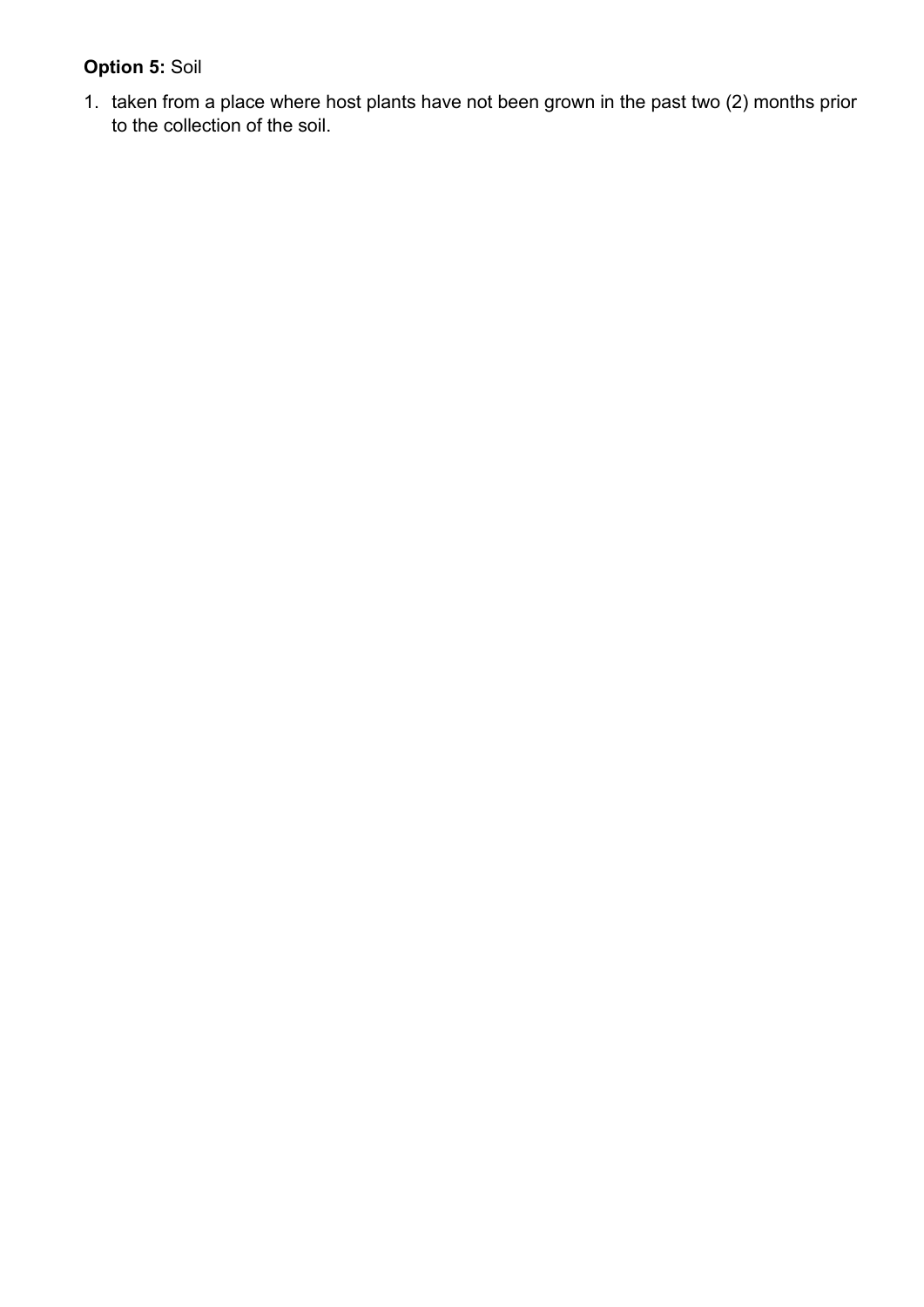**Option 5:** Soil

1. taken from a place where host plants have not been grown in the past two (2) months prior to the collection of the soil.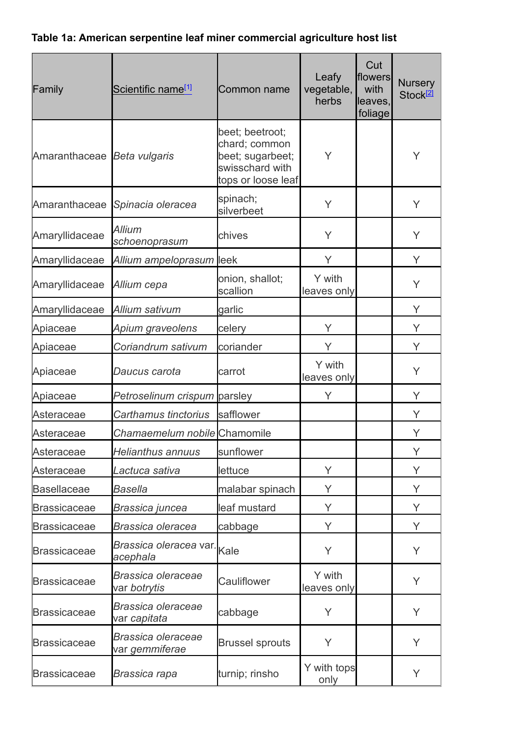**Table 1a: American serpentine leaf miner commercial agriculture host list**

| Family | Scientific name[1] | Common name | Leafy vegetable, herbs | Cut flowers with leaves, foliage | Nursery Stock[2] |
|---|---|---|---|---|---|
| Amaranthaceae | *Beta vulgaris* | beet; beetroot; chard; common beet; sugarbeet; swisschard with tops or loose leaf | Y | | Y |
| Amaranthaceae | *Spinacia oleracea* | spinach; silverbeet | Y | | Y |
| Amaryllidaceae | *Allium schoenoprasum* | chives | Y | | Y |
| Amaryllidaceae | *Allium ampeloprasum* | leek | Y | | Y |
| Amaryllidaceae | *Allium cepa* | onion, shallot; scallion | Y with leaves only | | Y |
| Amaryllidaceae | *Allium sativum* | garlic | | | Y |
| Apiaceae | *Apium graveolens* | celery | Y | | Y |
| Apiaceae | *Coriandrum sativum* | coriander | Y | | Y |
| Apiaceae | *Daucus carota* | carrot | Y with leaves only | | Y |
| Apiaceae | *Petroselinum crispum* | parsley | Y | | Y |
| Asteraceae | *Carthamus tinctorius* | safflower | | | Y |
| Asteraceae | *Chamaemelum nobile* | Chamomile | | | Y |
| Asteraceae | *Helianthus annuus* | sunflower | | | Y |
| Asteraceae | *Lactuca sativa* | lettuce | Y | | Y |
| Basellaceae | *Basella* | malabar spinach | Y | | Y |
| Brassicaceae | *Brassica juncea* | leaf mustard | Y | | Y |
| Brassicaceae | *Brassica oleracea* | cabbage | Y | | Y |
| Brassicaceae | *Brassica oleracea* var. *acephala* | Kale | Y | | Y |
| Brassicaceae | *Brassica oleraceae* var *botrytis* | Cauliflower | Y with leaves only | | Y |
| Brassicaceae | *Brassica oleraceae* var *capitata* | cabbage | Y | | Y |
| Brassicaceae | *Brassica oleraceae* var *gemmiferae* | Brussel sprouts | Y | | Y |
| Brassicaceae | *Brassica rapa* | turnip; rinsho | Y with tops only | | Y |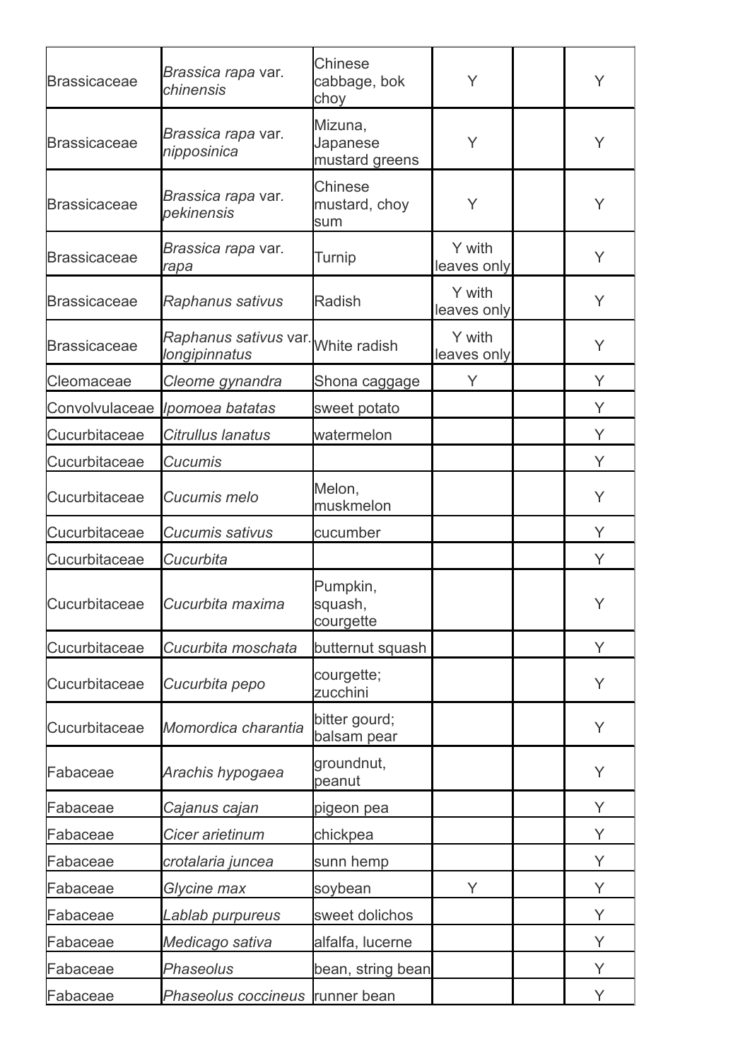| Brassicaceae | *Brassica rapa* var. *chinensis* | Chinese cabbage, bok choy | Y | | Y |
|---|---|---|---|---|---|
| Brassicaceae | *Brassica rapa* var. *nipposinica* | Mizuna, Japanese mustard greens | Y | | Y |
| Brassicaceae | *Brassica rapa* var. *pekinensis* | Chinese mustard, choy sum | Y | | Y |
| Brassicaceae | *Brassica rapa* var. *rapa* | Turnip | Y with leaves only | | Y |
| Brassicaceae | *Raphanus sativus* | Radish | Y with leaves only | | Y |
| Brassicaceae | *Raphanus sativus* var. *longipinnatus* | White radish | Y with leaves only | | Y |
| Cleomaceae | *Cleome gynandra* | Shona caggage | Y | | Y |
| Convolvulaceae | *Ipomoea batatas* | sweet potato | | | Y |
| Cucurbitaceae | *Citrullus lanatus* | watermelon | | | Y |
| Cucurbitaceae | *Cucumis* | | | | Y |
| Cucurbitaceae | *Cucumis melo* | Melon, muskmelon | | | Y |
| Cucurbitaceae | *Cucumis sativus* | cucumber | | | Y |
| Cucurbitaceae | *Cucurbita* | | | | Y |
| Cucurbitaceae | *Cucurbita maxima* | Pumpkin, squash, courgette | | | Y |
| Cucurbitaceae | *Cucurbita moschata* | butternut squash | | | Y |
| Cucurbitaceae | *Cucurbita pepo* | courgette; zucchini | | | Y |
| Cucurbitaceae | *Momordica charantia* | bitter gourd; balsam pear | | | Y |
| Fabaceae | *Arachis hypogaea* | groundnut, peanut | | | Y |
| Fabaceae | *Cajanus cajan* | pigeon pea | | | Y |
| Fabaceae | *Cicer arietinum* | chickpea | | | Y |
| Fabaceae | *crotalaria juncea* | sunn hemp | | | Y |
| Fabaceae | *Glycine max* | soybean | Y | | Y |
| Fabaceae | *Lablab purpureus* | sweet dolichos | | | Y |
| Fabaceae | *Medicago sativa* | alfalfa, lucerne | | | Y |
| Fabaceae | *Phaseolus* | bean, string bean | | | Y |
| Fabaceae | *Phaseolus coccineus* | runner bean | | | Y |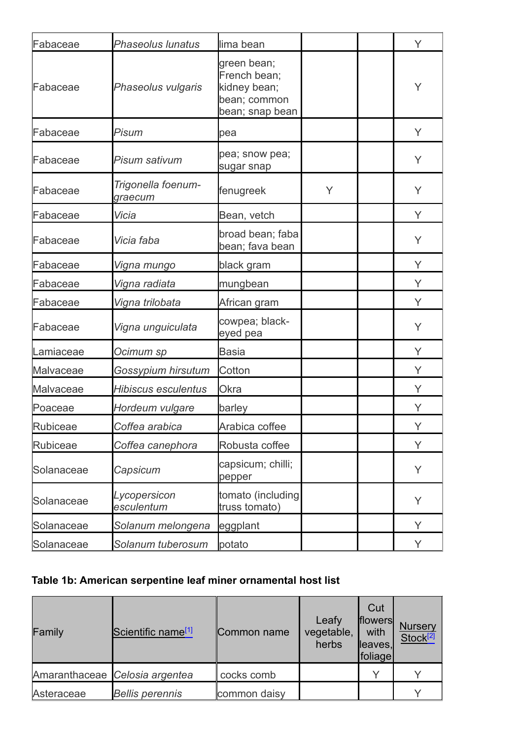| | | | | | |
|---|---|---|---|---|---|
| Fabaceae | *Phaseolus lunatus* | lima bean | | | Y |
| Fabaceae | *Phaseolus vulgaris* | green bean; French bean; kidney bean; bean; common bean; snap bean | | | Y |
| Fabaceae | *Pisum* | pea | | | Y |
| Fabaceae | *Pisum sativum* | pea; snow pea; sugar snap | | | Y |
| Fabaceae | *Trigonella foenum-graecum* | fenugreek | Y | | Y |
| Fabaceae | *Vicia* | Bean, vetch | | | Y |
| Fabaceae | *Vicia faba* | broad bean; faba bean; fava bean | | | Y |
| Fabaceae | *Vigna mungo* | black gram | | | Y |
| Fabaceae | *Vigna radiata* | mungbean | | | Y |
| Fabaceae | *Vigna trilobata* | African gram | | | Y |
| Fabaceae | *Vigna unguiculata* | cowpea; black-eyed pea | | | Y |
| Lamiaceae | *Ocimum sp* | Basia | | | Y |
| Malvaceae | *Gossypium hirsutum* | Cotton | | | Y |
| Malvaceae | *Hibiscus esculentus* | Okra | | | Y |
| Poaceae | *Hordeum vulgare* | barley | | | Y |
| Rubiceae | *Coffea arabica* | Arabica coffee | | | Y |
| Rubiceae | *Coffea canephora* | Robusta coffee | | | Y |
| Solanaceae | *Capsicum* | capsicum; chilli; pepper | | | Y |
| Solanaceae | *Lycopersicon esculentum* | tomato (including truss tomato) | | | Y |
| Solanaceae | *Solanum melongena* | eggplant | | | Y |
| Solanaceae | *Solanum tuberosum* | potato | | | Y |

**Table 1b: American serpentine leaf miner ornamental host list**

| Family | Scientific name[1] | Common name | Leafy vegetable, herbs | Cut flowers with leaves, foliage | Nursery Stock[2] |
|---|---|---|---|---|---|
| Amaranthaceae | *Celosia argentea* | cocks comb | | Y | Y |
| Asteraceae | *Bellis perennis* | common daisy | | | Y |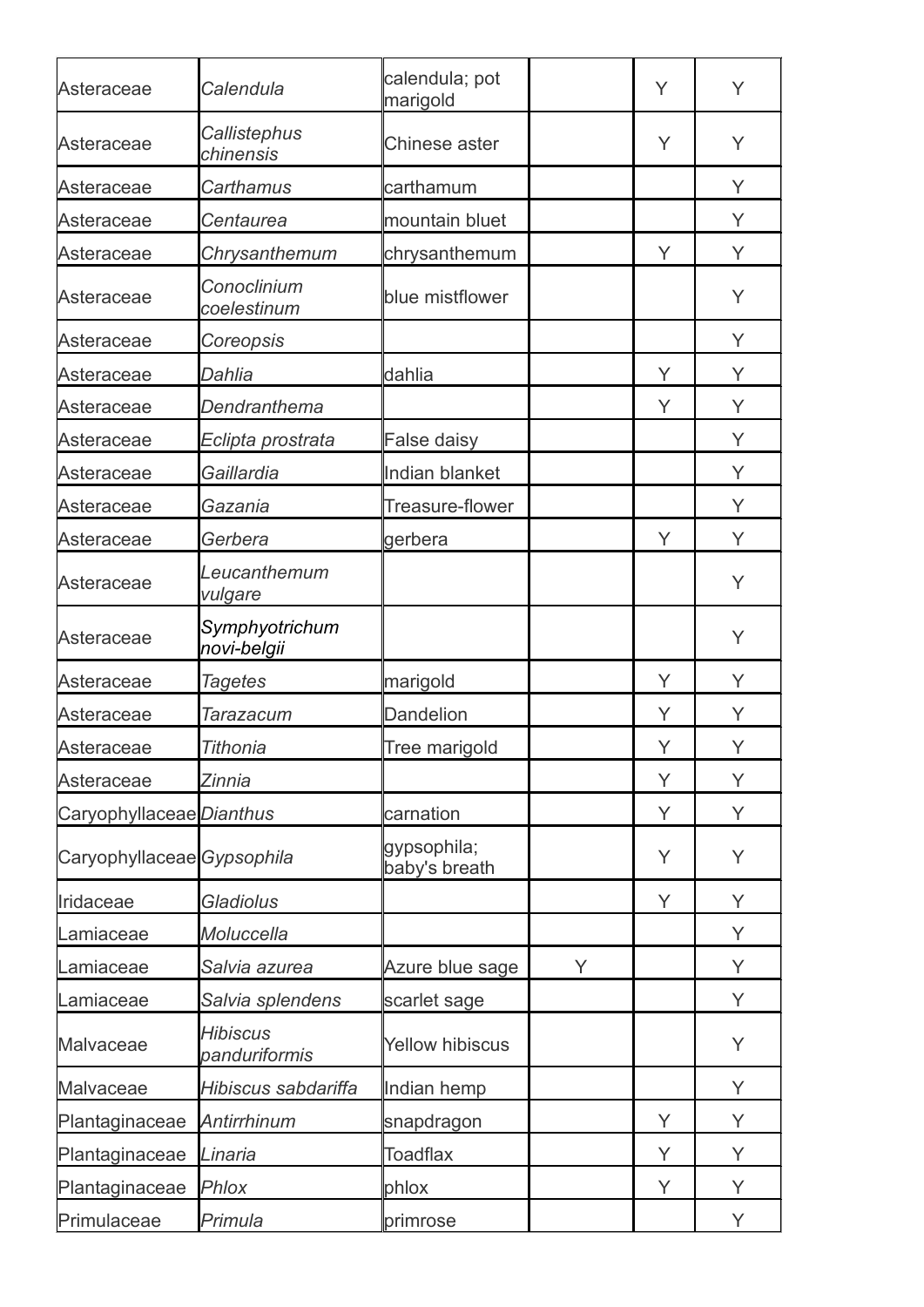| | | | | | |
|---|---|---|---|---|---|
| Asteraceae | *Calendula* | calendula; pot marigold | | Y | Y |
| Asteraceae | *Callistephus chinensis* | Chinese aster | | Y | Y |
| Asteraceae | *Carthamus* | carthamum | | | Y |
| Asteraceae | *Centaurea* | mountain bluet | | | Y |
| Asteraceae | *Chrysanthemum* | chrysanthemum | | Y | Y |
| Asteraceae | *Conoclinium coelestinum* | blue mistflower | | | Y |
| Asteraceae | *Coreopsis* | | | | Y |
| Asteraceae | *Dahlia* | dahlia | | Y | Y |
| Asteraceae | *Dendranthema* | | | Y | Y |
| Asteraceae | *Eclipta prostrata* | False daisy | | | Y |
| Asteraceae | *Gaillardia* | Indian blanket | | | Y |
| Asteraceae | *Gazania* | Treasure-flower | | | Y |
| Asteraceae | *Gerbera* | gerbera | | Y | Y |
| Asteraceae | *Leucanthemum vulgare* | | | | Y |
| Asteraceae | *Symphyotrichum novi-belgii* | | | | Y |
| Asteraceae | *Tagetes* | marigold | | Y | Y |
| Asteraceae | *Tarazacum* | Dandelion | | Y | Y |
| Asteraceae | *Tithonia* | Tree marigold | | Y | Y |
| Asteraceae | *Zinnia* | | | Y | Y |
| Caryophyllaceae | *Dianthus* | carnation | | Y | Y |
| Caryophyllaceae | *Gypsophila* | gypsophila; baby's breath | | Y | Y |
| Iridaceae | *Gladiolus* | | | Y | Y |
| Lamiaceae | *Moluccella* | | | | Y |
| Lamiaceae | *Salvia azurea* | Azure blue sage | Y | | Y |
| Lamiaceae | *Salvia splendens* | scarlet sage | | | Y |
| Malvaceae | *Hibiscus panduriformis* | Yellow hibiscus | | | Y |
| Malvaceae | *Hibiscus sabdariffa* | Indian hemp | | | Y |
| Plantaginaceae | *Antirrhinum* | snapdragon | | Y | Y |
| Plantaginaceae | *Linaria* | Toadflax | | Y | Y |
| Plantaginaceae | *Phlox* | phlox | | Y | Y |
| Primulaceae | *Primula* | primrose | | | Y |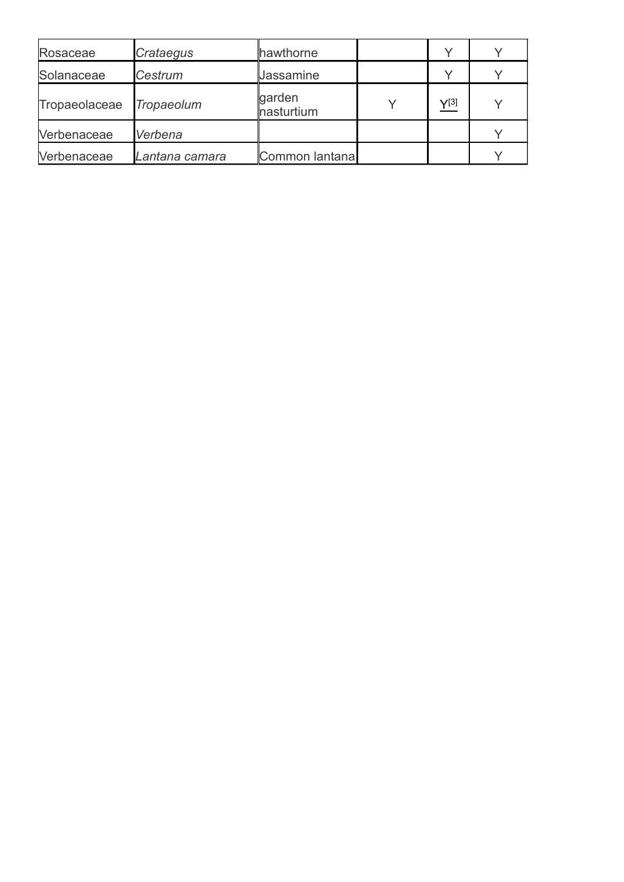| | | | | | |
|---|---|---|---|---|---|
| Rosaceae | *Crataegus* | hawthorne | | Y | Y |
| Solanaceae | *Cestrum* | Jassamine | | Y | Y |
| Tropaeolaceae | *Tropaeolum* | garden nasturtium | Y | Y[3] | Y |
| Verbenaceae | *Verbena* | | | | Y |
| Verbenaceae | *Lantana camara* | Common lantana | | | Y |